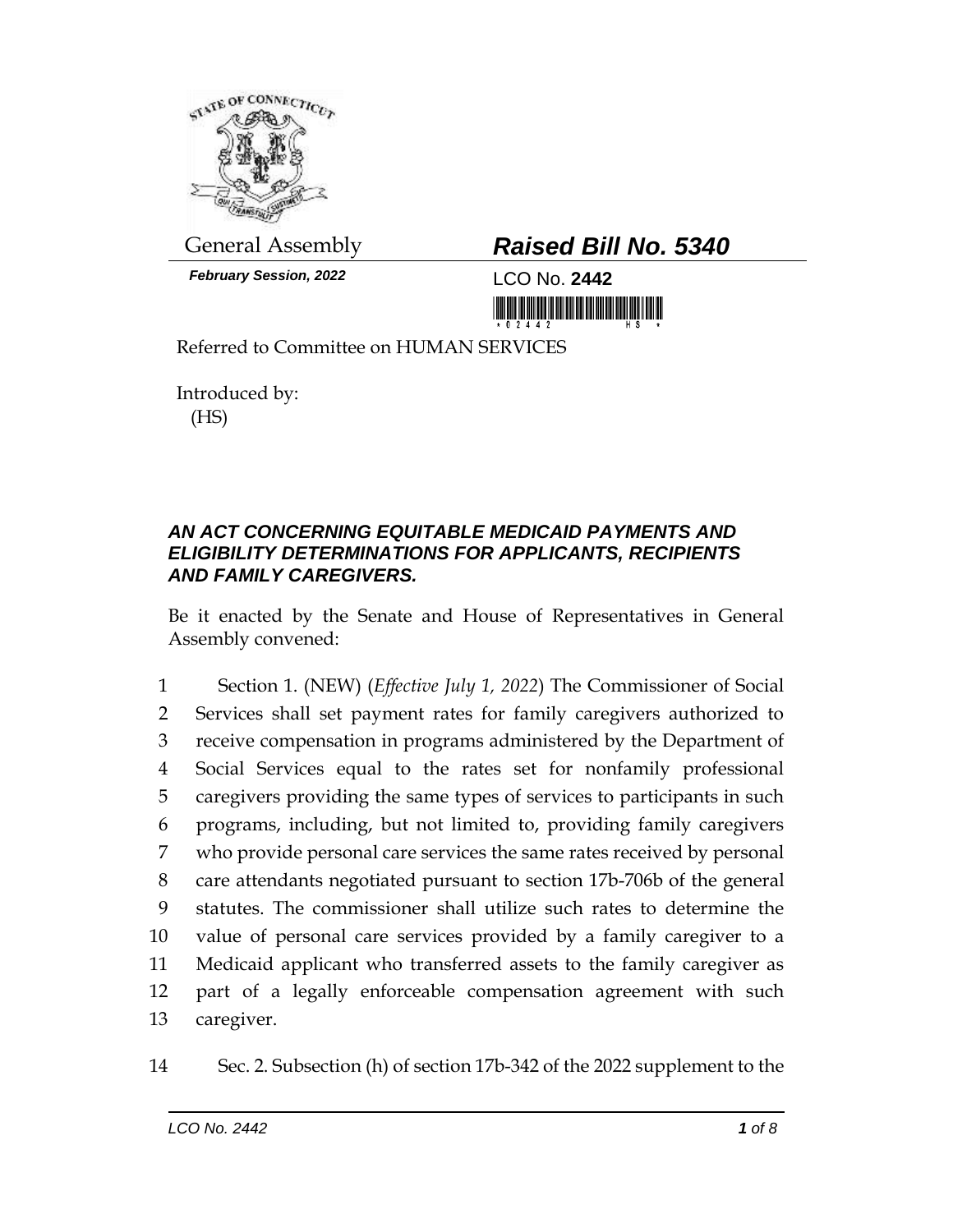General Assembly

**Raised Bill No. 5340**

*February Session, 2022*

LCO No. **2442**

Referred to Committee on HUMAN SERVICES

Introduced by:
(HS)

***AN ACT CONCERNING EQUITABLE MEDICAID PAYMENTS AND ELIGIBILITY DETERMINATIONS FOR APPLICANTS, RECIPIENTS AND FAMILY CAREGIVERS.***

Be it enacted by the Senate and House of Representatives in General Assembly convened:

1 Section 1. (NEW) (*Effective July 1, 2022*) The Commissioner of Social
2 Services shall set payment rates for family caregivers authorized to
3 receive compensation in programs administered by the Department of
4 Social Services equal to the rates set for nonfamily professional
5 caregivers providing the same types of services to participants in such
6 programs, including, but not limited to, providing family caregivers
7 who provide personal care services the same rates received by personal
8 care attendants negotiated pursuant to section 17b-706b of the general
9 statutes. The commissioner shall utilize such rates to determine the
10 value of personal care services provided by a family caregiver to a
11 Medicaid applicant who transferred assets to the family caregiver as
12 part of a legally enforceable compensation agreement with such
13 caregiver.

14 Sec. 2. Subsection (h) of section 17b-342 of the 2022 supplement to the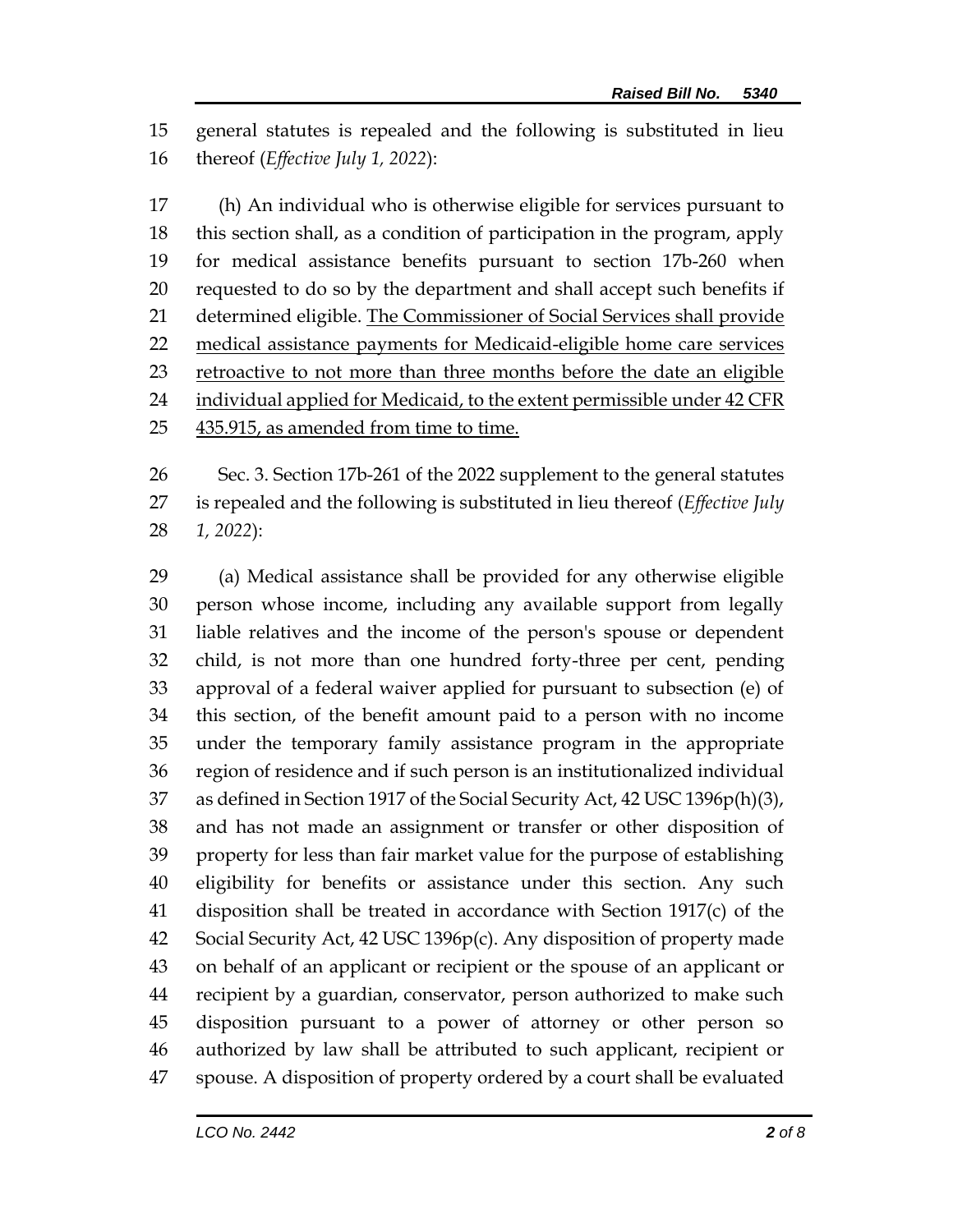general statutes is repealed and the following is substituted in lieu thereof (*Effective July 1, 2022*):

(h) An individual who is otherwise eligible for services pursuant to this section shall, as a condition of participation in the program, apply for medical assistance benefits pursuant to section 17b-260 when requested to do so by the department and shall accept such benefits if determined eligible. <u>The Commissioner of Social Services shall provide medical assistance payments for Medicaid-eligible home care services retroactive to not more than three months before the date an eligible individual applied for Medicaid, to the extent permissible under 42 CFR 435.915, as amended from time to time.</u>

Sec. 3. Section 17b-261 of the 2022 supplement to the general statutes is repealed and the following is substituted in lieu thereof (*Effective July 1, 2022*):

(a) Medical assistance shall be provided for any otherwise eligible person whose income, including any available support from legally liable relatives and the income of the person's spouse or dependent child, is not more than one hundred forty-three per cent, pending approval of a federal waiver applied for pursuant to subsection (e) of this section, of the benefit amount paid to a person with no income under the temporary family assistance program in the appropriate region of residence and if such person is an institutionalized individual as defined in Section 1917 of the Social Security Act, 42 USC 1396p(h)(3), and has not made an assignment or transfer or other disposition of property for less than fair market value for the purpose of establishing eligibility for benefits or assistance under this section. Any such disposition shall be treated in accordance with Section 1917(c) of the Social Security Act, 42 USC 1396p(c). Any disposition of property made on behalf of an applicant or recipient or the spouse of an applicant or recipient by a guardian, conservator, person authorized to make such disposition pursuant to a power of attorney or other person so authorized by law shall be attributed to such applicant, recipient or spouse. A disposition of property ordered by a court shall be evaluated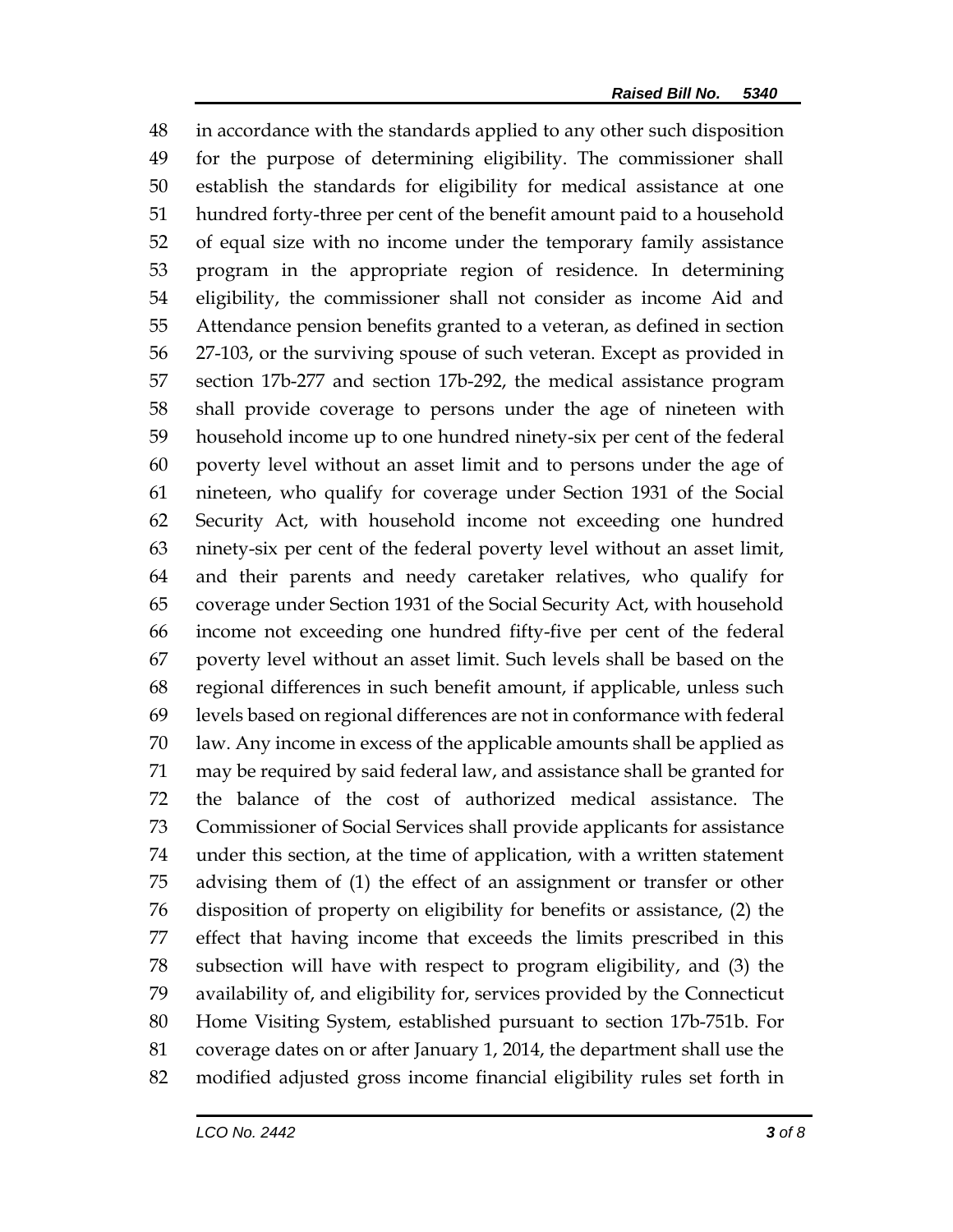in accordance with the standards applied to any other such disposition for the purpose of determining eligibility. The commissioner shall establish the standards for eligibility for medical assistance at one hundred forty-three per cent of the benefit amount paid to a household of equal size with no income under the temporary family assistance program in the appropriate region of residence. In determining eligibility, the commissioner shall not consider as income Aid and Attendance pension benefits granted to a veteran, as defined in section 27-103, or the surviving spouse of such veteran. Except as provided in section 17b-277 and section 17b-292, the medical assistance program shall provide coverage to persons under the age of nineteen with household income up to one hundred ninety-six per cent of the federal poverty level without an asset limit and to persons under the age of nineteen, who qualify for coverage under Section 1931 of the Social Security Act, with household income not exceeding one hundred ninety-six per cent of the federal poverty level without an asset limit, and their parents and needy caretaker relatives, who qualify for coverage under Section 1931 of the Social Security Act, with household income not exceeding one hundred fifty-five per cent of the federal poverty level without an asset limit. Such levels shall be based on the regional differences in such benefit amount, if applicable, unless such levels based on regional differences are not in conformance with federal law. Any income in excess of the applicable amounts shall be applied as may be required by said federal law, and assistance shall be granted for the balance of the cost of authorized medical assistance. The Commissioner of Social Services shall provide applicants for assistance under this section, at the time of application, with a written statement advising them of (1) the effect of an assignment or transfer or other disposition of property on eligibility for benefits or assistance, (2) the effect that having income that exceeds the limits prescribed in this subsection will have with respect to program eligibility, and (3) the availability of, and eligibility for, services provided by the Connecticut Home Visiting System, established pursuant to section 17b-751b. For coverage dates on or after January 1, 2014, the department shall use the modified adjusted gross income financial eligibility rules set forth in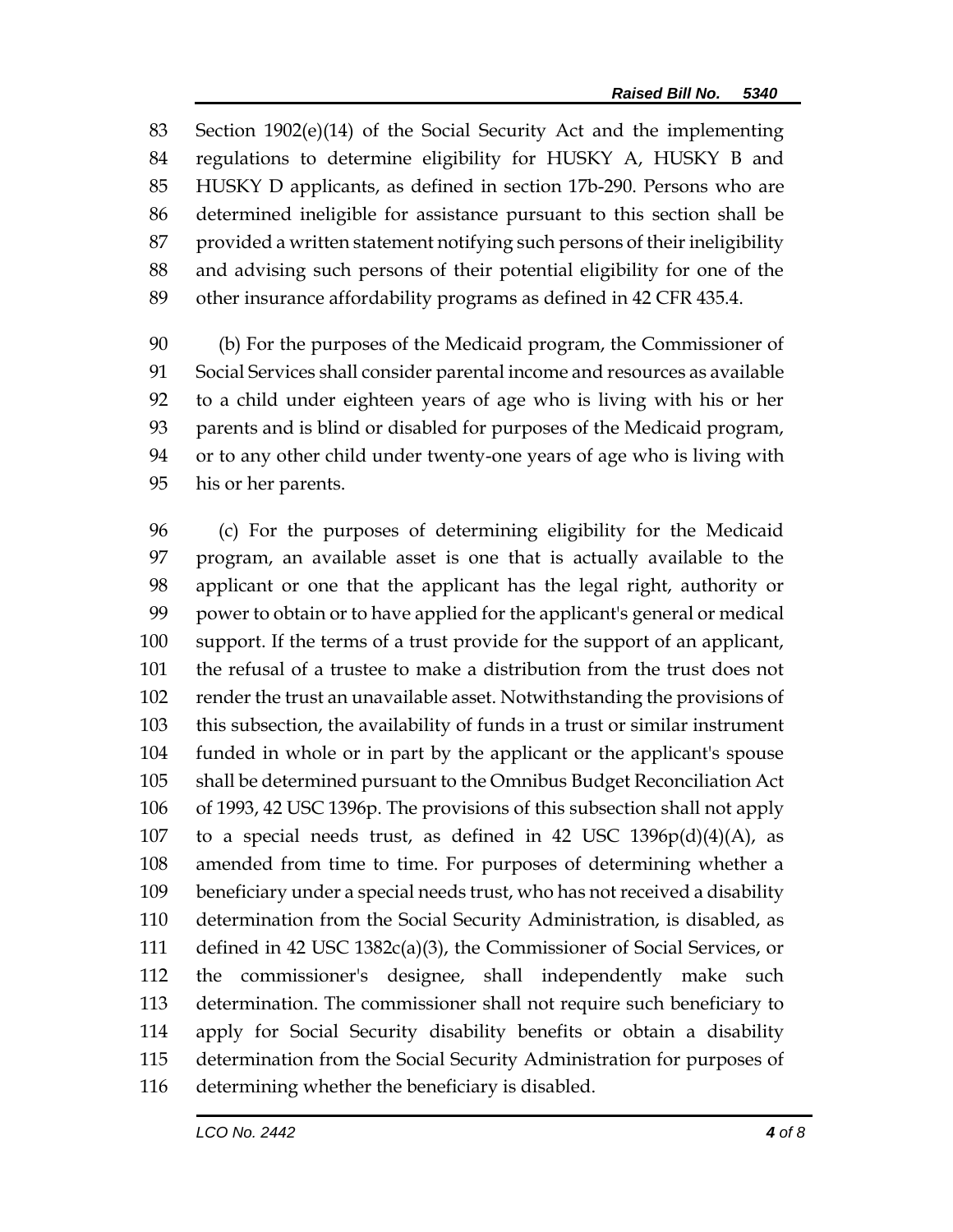Section 1902(e)(14) of the Social Security Act and the implementing regulations to determine eligibility for HUSKY A, HUSKY B and HUSKY D applicants, as defined in section 17b-290. Persons who are determined ineligible for assistance pursuant to this section shall be provided a written statement notifying such persons of their ineligibility and advising such persons of their potential eligibility for one of the other insurance affordability programs as defined in 42 CFR 435.4.

(b) For the purposes of the Medicaid program, the Commissioner of Social Services shall consider parental income and resources as available to a child under eighteen years of age who is living with his or her parents and is blind or disabled for purposes of the Medicaid program, or to any other child under twenty-one years of age who is living with his or her parents.

(c) For the purposes of determining eligibility for the Medicaid program, an available asset is one that is actually available to the applicant or one that the applicant has the legal right, authority or power to obtain or to have applied for the applicant's general or medical support. If the terms of a trust provide for the support of an applicant, the refusal of a trustee to make a distribution from the trust does not render the trust an unavailable asset. Notwithstanding the provisions of this subsection, the availability of funds in a trust or similar instrument funded in whole or in part by the applicant or the applicant's spouse shall be determined pursuant to the Omnibus Budget Reconciliation Act of 1993, 42 USC 1396p. The provisions of this subsection shall not apply to a special needs trust, as defined in 42 USC 1396p(d)(4)(A), as amended from time to time. For purposes of determining whether a beneficiary under a special needs trust, who has not received a disability determination from the Social Security Administration, is disabled, as defined in 42 USC 1382c(a)(3), the Commissioner of Social Services, or the commissioner's designee, shall independently make such determination. The commissioner shall not require such beneficiary to apply for Social Security disability benefits or obtain a disability determination from the Social Security Administration for purposes of determining whether the beneficiary is disabled.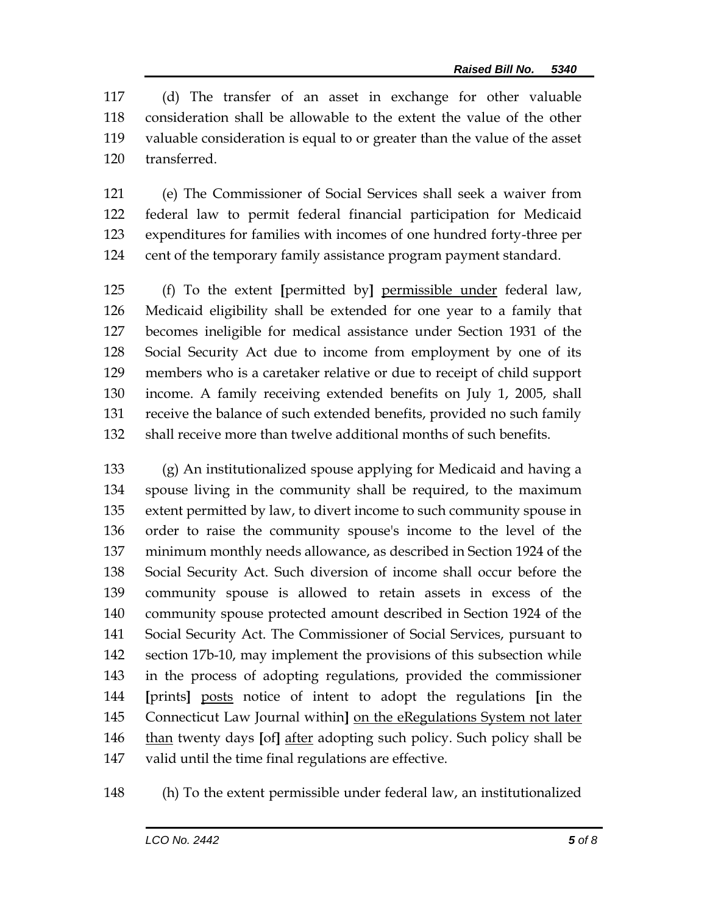117 (d) The transfer of an asset in exchange for other valuable
118 consideration shall be allowable to the extent the value of the other
119 valuable consideration is equal to or greater than the value of the asset
120 transferred.

121 (e) The Commissioner of Social Services shall seek a waiver from
122 federal law to permit federal financial participation for Medicaid
123 expenditures for families with incomes of one hundred forty-three per
124 cent of the temporary family assistance program payment standard.

125 (f) To the extent **[**permitted by**]** <u>permissible under</u> federal law,
126 Medicaid eligibility shall be extended for one year to a family that
127 becomes ineligible for medical assistance under Section 1931 of the
128 Social Security Act due to income from employment by one of its
129 members who is a caretaker relative or due to receipt of child support
130 income. A family receiving extended benefits on July 1, 2005, shall
131 receive the balance of such extended benefits, provided no such family
132 shall receive more than twelve additional months of such benefits.

133 (g) An institutionalized spouse applying for Medicaid and having a
134 spouse living in the community shall be required, to the maximum
135 extent permitted by law, to divert income to such community spouse in
136 order to raise the community spouse's income to the level of the
137 minimum monthly needs allowance, as described in Section 1924 of the
138 Social Security Act. Such diversion of income shall occur before the
139 community spouse is allowed to retain assets in excess of the
140 community spouse protected amount described in Section 1924 of the
141 Social Security Act. The Commissioner of Social Services, pursuant to
142 section 17b-10, may implement the provisions of this subsection while
143 in the process of adopting regulations, provided the commissioner
144 **[**prints**]** <u>posts</u> notice of intent to adopt the regulations **[**in the
145 Connecticut Law Journal within**]** <u>on the eRegulations System not later</u>
146 <u>than</u> twenty days **[**of**]** <u>after</u> adopting such policy. Such policy shall be
147 valid until the time final regulations are effective.

148 (h) To the extent permissible under federal law, an institutionalized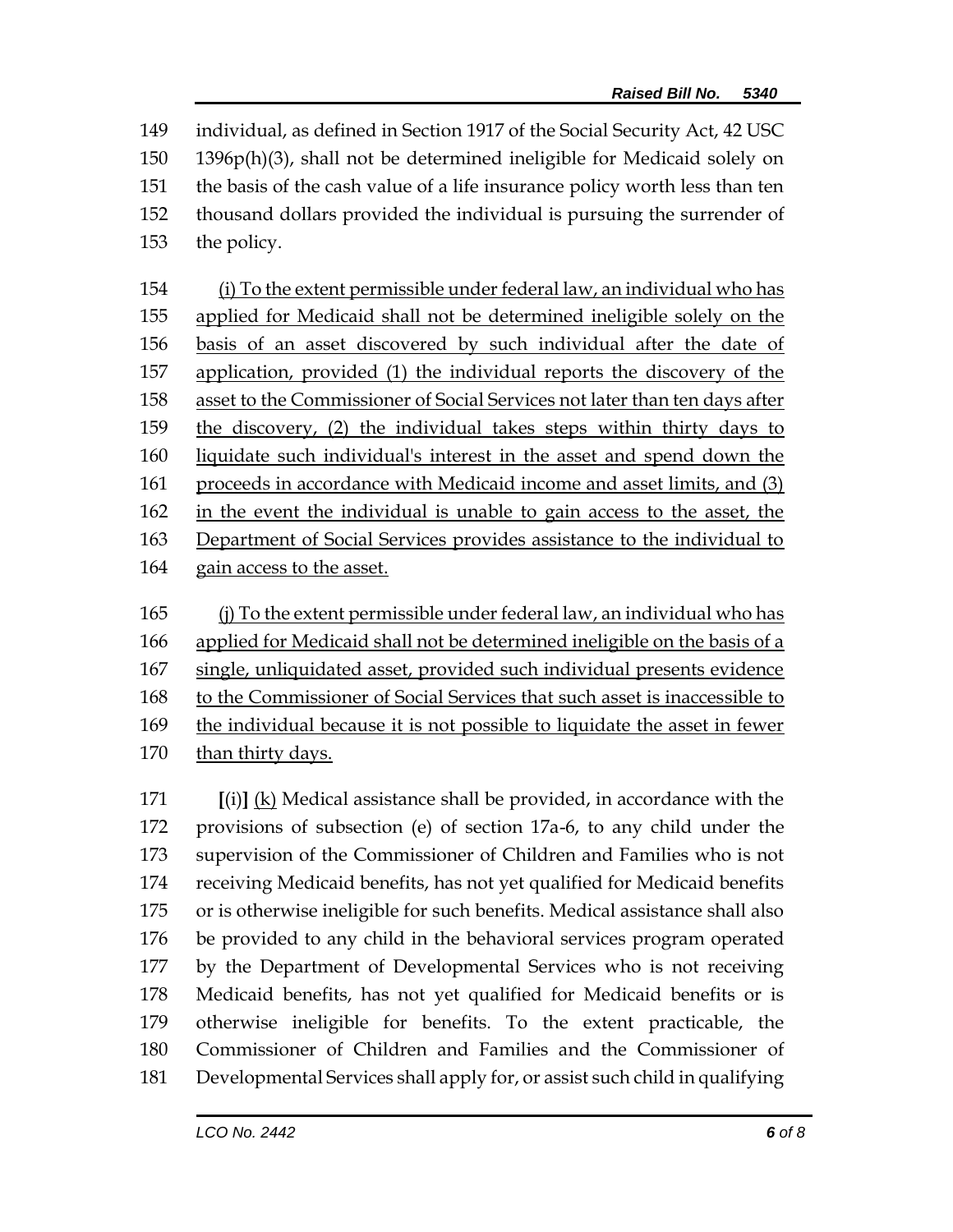individual, as defined in Section 1917 of the Social Security Act, 42 USC 1396p(h)(3), shall not be determined ineligible for Medicaid solely on the basis of the cash value of a life insurance policy worth less than ten thousand dollars provided the individual is pursuing the surrender of the policy.

<u>(i) To the extent permissible under federal law, an individual who has applied for Medicaid shall not be determined ineligible solely on the basis of an asset discovered by such individual after the date of application, provided (1) the individual reports the discovery of the asset to the Commissioner of Social Services not later than ten days after the discovery, (2) the individual takes steps within thirty days to liquidate such individual's interest in the asset and spend down the proceeds in accordance with Medicaid income and asset limits, and (3) in the event the individual is unable to gain access to the asset, the Department of Social Services provides assistance to the individual to gain access to the asset.</u>

<u>(j) To the extent permissible under federal law, an individual who has applied for Medicaid shall not be determined ineligible on the basis of a single, unliquidated asset, provided such individual presents evidence to the Commissioner of Social Services that such asset is inaccessible to the individual because it is not possible to liquidate the asset in fewer than thirty days.</u>

**[**(i)**]** <u>(k)</u> Medical assistance shall be provided, in accordance with the provisions of subsection (e) of section 17a-6, to any child under the supervision of the Commissioner of Children and Families who is not receiving Medicaid benefits, has not yet qualified for Medicaid benefits or is otherwise ineligible for such benefits. Medical assistance shall also be provided to any child in the behavioral services program operated by the Department of Developmental Services who is not receiving Medicaid benefits, has not yet qualified for Medicaid benefits or is otherwise ineligible for benefits. To the extent practicable, the Commissioner of Children and Families and the Commissioner of Developmental Services shall apply for, or assist such child in qualifying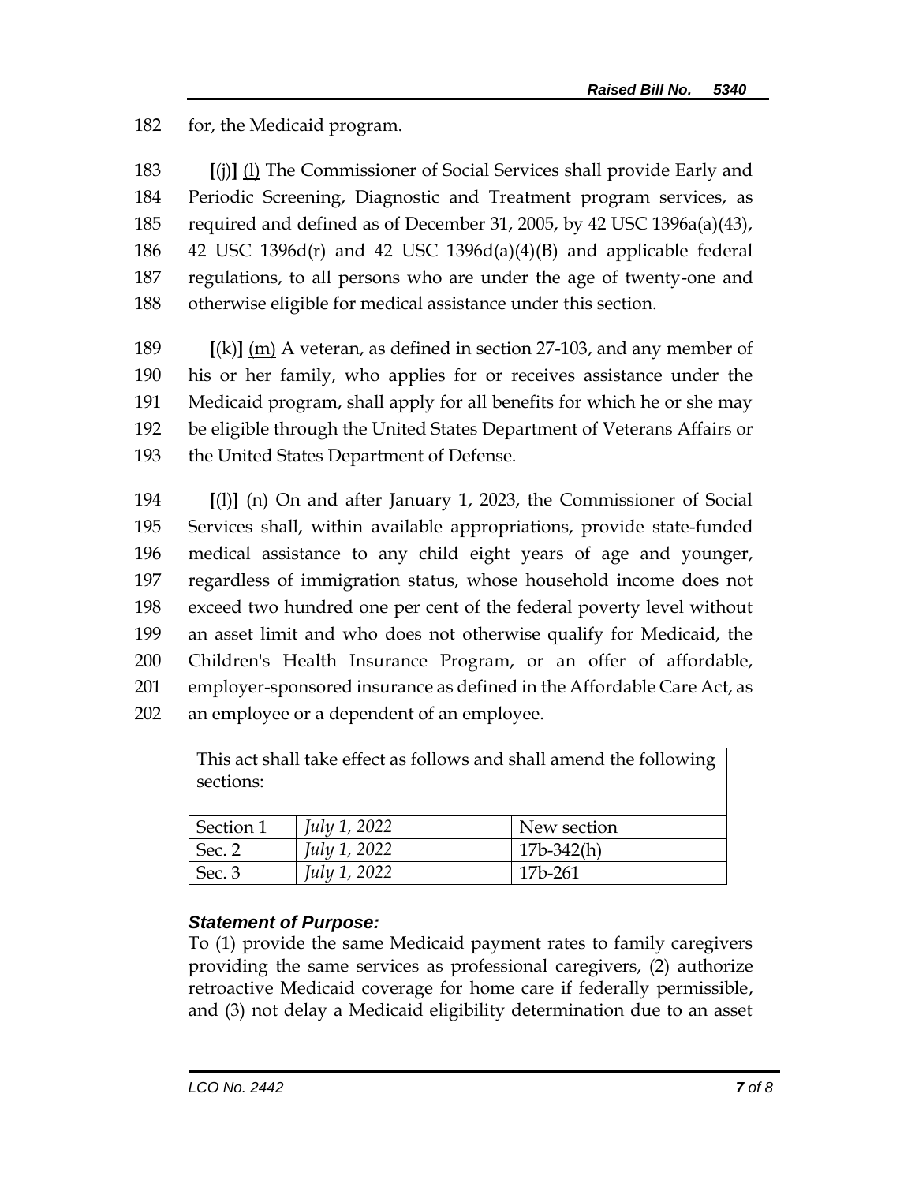182 for, the Medicaid program.

183 **[**(j)**]** <u>(l)</u> The Commissioner of Social Services shall provide Early and
184 Periodic Screening, Diagnostic and Treatment program services, as
185 required and defined as of December 31, 2005, by 42 USC 1396a(a)(43),
186 42 USC 1396d(r) and 42 USC 1396d(a)(4)(B) and applicable federal
187 regulations, to all persons who are under the age of twenty-one and
188 otherwise eligible for medical assistance under this section.

189 **[**(k)**]** <u>(m)</u> A veteran, as defined in section 27-103, and any member of
190 his or her family, who applies for or receives assistance under the
191 Medicaid program, shall apply for all benefits for which he or she may
192 be eligible through the United States Department of Veterans Affairs or
193 the United States Department of Defense.

194 **[**(l)**]** <u>(n)</u> On and after January 1, 2023, the Commissioner of Social
195 Services shall, within available appropriations, provide state-funded
196 medical assistance to any child eight years of age and younger,
197 regardless of immigration status, whose household income does not
198 exceed two hundred one per cent of the federal poverty level without
199 an asset limit and who does not otherwise qualify for Medicaid, the
200 Children's Health Insurance Program, or an offer of affordable,
201 employer-sponsored insurance as defined in the Affordable Care Act, as
202 an employee or a dependent of an employee.

| This act shall take effect as follows and shall amend the following sections: | | |
|---|---|---|
| Section 1 | *July 1, 2022* | New section |
| Sec. 2 | *July 1, 2022* | 17b-342(h) |
| Sec. 3 | *July 1, 2022* | 17b-261 |

### *Statement of Purpose:*

To (1) provide the same Medicaid payment rates to family caregivers providing the same services as professional caregivers, (2) authorize retroactive Medicaid coverage for home care if federally permissible, and (3) not delay a Medicaid eligibility determination due to an asset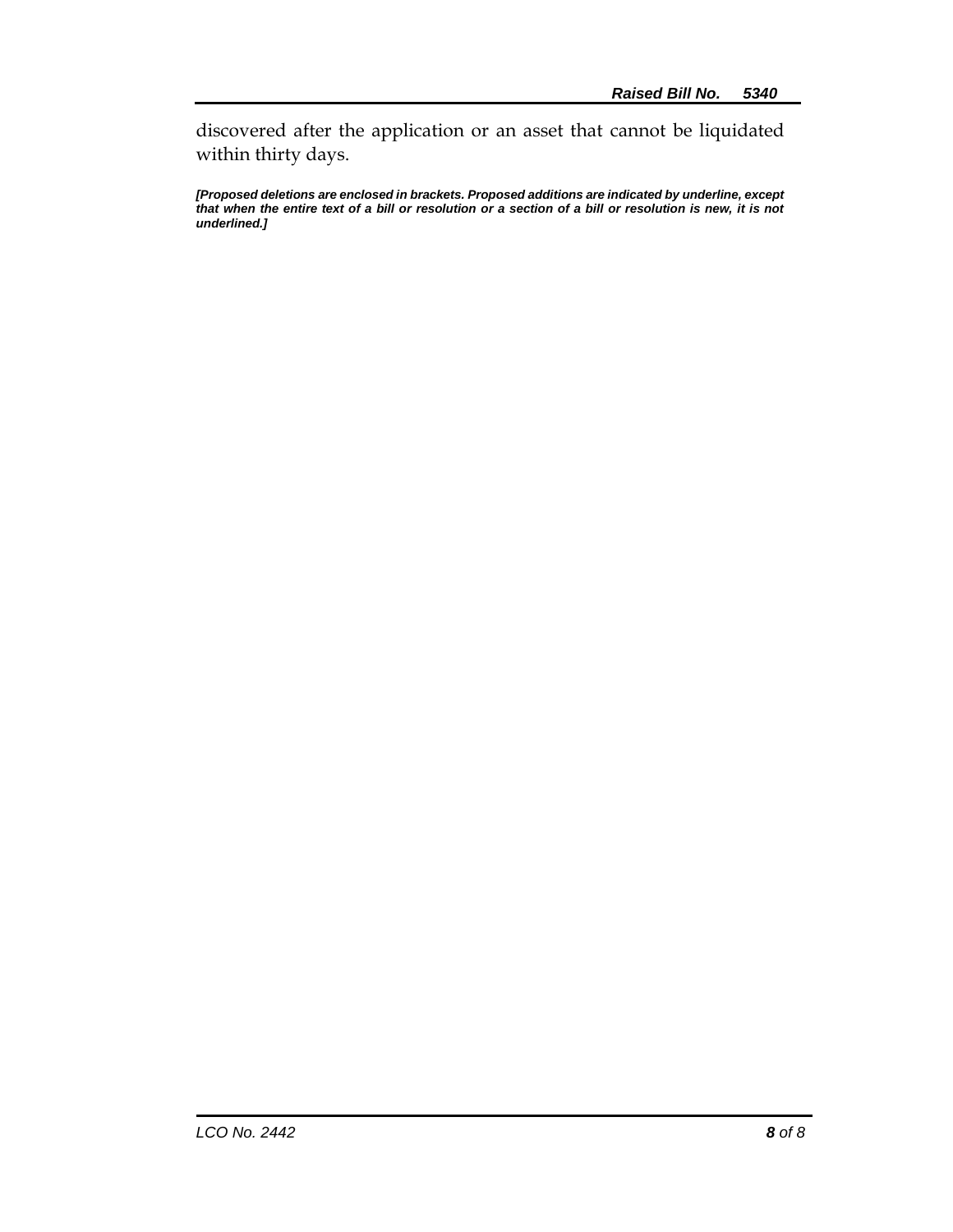discovered after the application or an asset that cannot be liquidated within thirty days.

***[Proposed deletions are enclosed in brackets. Proposed additions are indicated by underline, except that when the entire text of a bill or resolution or a section of a bill or resolution is new, it is not underlined.]***